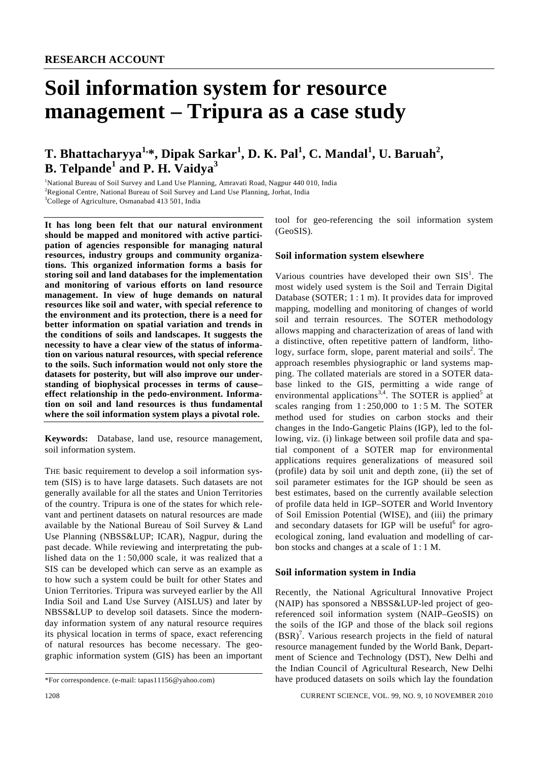RESEARCH ACCOUNT

# Soil information system for resource management – Tripura as a case study

**T. Bhattacharyya[1,*], Dipak Sarkar[1], D. K. Pal[1], C. Mandal[1], U. Baruah[2], B. Telpande[1] and P. H. Vaidya[3]**

[1]National Bureau of Soil Survey and Land Use Planning, Amravati Road, Nagpur 440 010, India
[2]Regional Centre, National Bureau of Soil Survey and Land Use Planning, Jorhat, India
[3]College of Agriculture, Osmanabad 413 501, India

**It has long been felt that our natural environment should be mapped and monitored with active participation of agencies responsible for managing natural resources, industry groups and community organizations. This organized information forms a basis for storing soil and land databases for the implementation and monitoring of various efforts on land resource management. In view of huge demands on natural resources like soil and water, with special reference to the environment and its protection, there is a need for better information on spatial variation and trends in the conditions of soils and landscapes. It suggests the necessity to have a clear view of the status of information on various natural resources, with special reference to the soils. Such information would not only store the datasets for posterity, but will also improve our understanding of biophysical processes in terms of cause–effect relationship in the pedo-environment. Information on soil and land resources is thus fundamental where the soil information system plays a pivotal role.**

**Keywords:** Database, land use, resource management, soil information system.

THE basic requirement to develop a soil information system (SIS) is to have large datasets. Such datasets are not generally available for all the states and Union Territories of the country. Tripura is one of the states for which relevant and pertinent datasets on natural resources are made available by the National Bureau of Soil Survey & Land Use Planning (NBSS&LUP; ICAR), Nagpur, during the past decade. While reviewing and interpreting the published data on the 1 : 50,000 scale, it was realized that a SIS can be developed which can serve as an example as to how such a system could be built for other States and Union Territories. Tripura was surveyed earlier by the All India Soil and Land Use Survey (AISLUS) and later by NBSS&LUP to develop soil datasets. Since the modern-day information system of any natural resource requires its physical location in terms of space, exact referencing of natural resources has become necessary. The geographic information system (GIS) has been an important tool for geo-referencing the soil information system (GeoSIS).

## Soil information system elsewhere

Various countries have developed their own SIS[1]. The most widely used system is the Soil and Terrain Digital Database (SOTER; 1 : 1 m). It provides data for improved mapping, modelling and monitoring of changes of world soil and terrain resources. The SOTER methodology allows mapping and characterization of areas of land with a distinctive, often repetitive pattern of landform, lithology, surface form, slope, parent material and soils[2]. The approach resembles physiographic or land systems mapping. The collated materials are stored in a SOTER database linked to the GIS, permitting a wide range of environmental applications[3,4]. The SOTER is applied[5] at scales ranging from 1 : 250,000 to 1 : 5 M. The SOTER method used for studies on carbon stocks and their changes in the Indo-Gangetic Plains (IGP), led to the following, viz. (i) linkage between soil profile data and spatial component of a SOTER map for environmental applications requires generalizations of measured soil (profile) data by soil unit and depth zone, (ii) the set of soil parameter estimates for the IGP should be seen as best estimates, based on the currently available selection of profile data held in IGP–SOTER and World Inventory of Soil Emission Potential (WISE), and (iii) the primary and secondary datasets for IGP will be useful[6] for agro-ecological zoning, land evaluation and modelling of carbon stocks and changes at a scale of 1 : 1 M.

## Soil information system in India

Recently, the National Agricultural Innovative Project (NAIP) has sponsored a NBSS&LUP-led project of geo-referenced soil information system (NAIP–GeoSIS) on the soils of the IGP and those of the black soil regions (BSR)[7]. Various research projects in the field of natural resource management funded by the World Bank, Department of Science and Technology (DST), New Delhi and the Indian Council of Agricultural Research, New Delhi have produced datasets on soils which lay the foundation

*For correspondence. (e-mail: tapas11156@yahoo.com)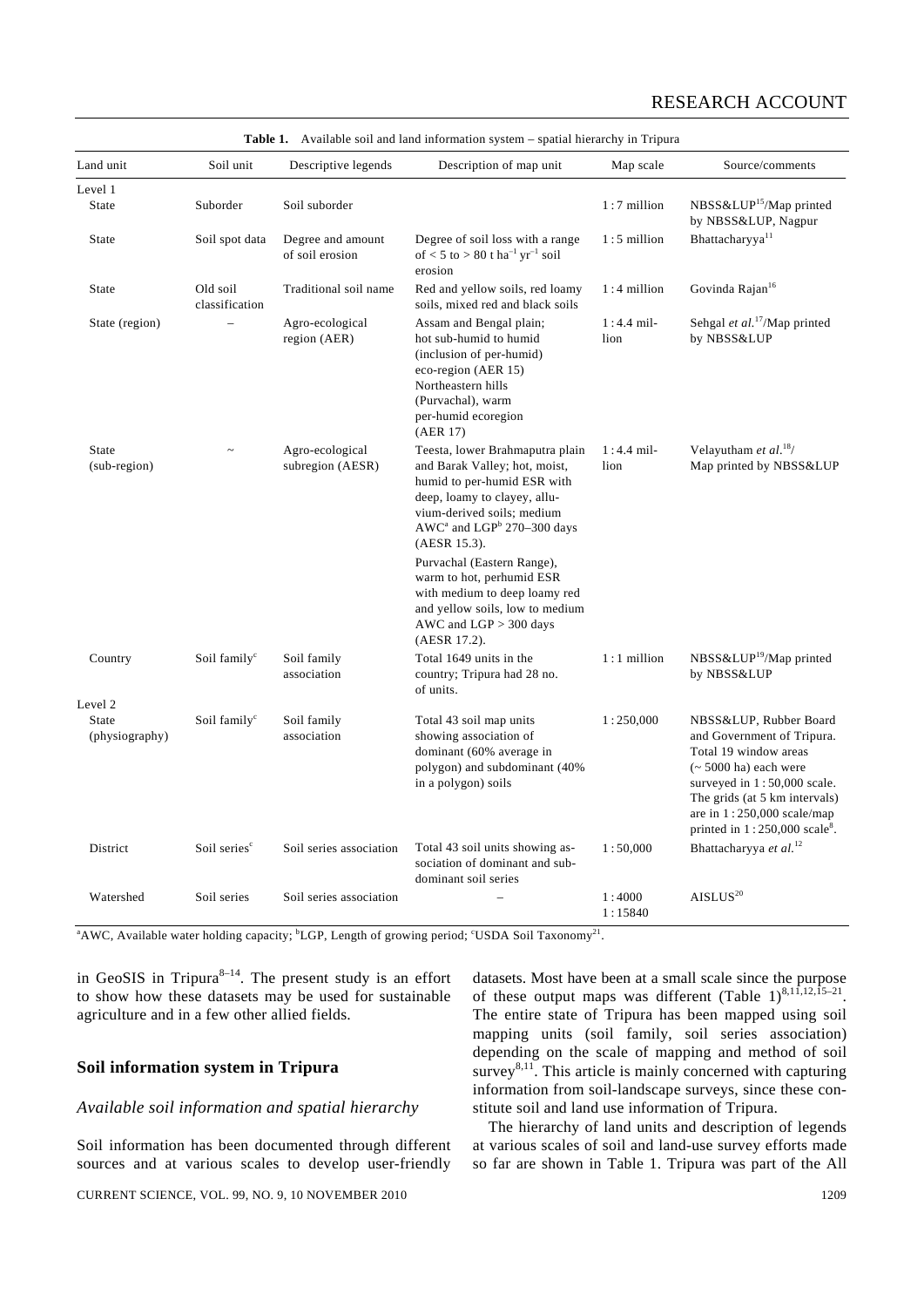**Table 1.** Available soil and land information system – spatial hierarchy in Tripura

| Land unit | Soil unit | Descriptive legends | Description of map unit | Map scale | Source/comments |
|---|---|---|---|---|---|
| Level 1 | | | | | |
| State | Suborder | Soil suborder | | 1 : 7 million | NBSS&LUP[15]/Map printed by NBSS&LUP, Nagpur |
| State | Soil spot data | Degree and amount of soil erosion | Degree of soil loss with a range of < 5 to > 80 t ha$^{-1}$ yr$^{-1}$ soil erosion | 1 : 5 million | Bhattacharyya[11] |
| State | Old soil classification | Traditional soil name | Red and yellow soils, red loamy soils, mixed red and black soils | 1 : 4 million | Govinda Rajan[16] |
| State (region) | – | Agro-ecological region (AER) | Assam and Bengal plain; hot sub-humid to humid (inclusion of per-humid) eco-region (AER 15) Northeastern hills (Purvachal), warm per-humid ecoregion (AER 17) | 1 : 4.4 million | Sehgal *et al.*[17]/Map printed by NBSS&LUP |
| State (sub-region) | ~ | Agro-ecological subregion (AESR) | Teesta, lower Brahmaputra plain and Barak Valley; hot, moist, humid to per-humid ESR with deep, loamy to clayey, alluvium-derived soils; medium AWC[a] and LGP[b] 270–300 days (AESR 15.3). Purvachal (Eastern Range), warm to hot, perhumid ESR with medium to deep loamy red and yellow soils, low to medium AWC and LGP > 300 days (AESR 17.2). | 1 : 4.4 million | Velayutham *et al.*[18]/ Map printed by NBSS&LUP |
| Country | Soil family[c] | Soil family association | Total 1649 units in the country; Tripura had 28 no. of units. | 1 : 1 million | NBSS&LUP[19]/Map printed by NBSS&LUP |
| Level 2 | | | | | |
| State (physiography) | Soil family[c] | Soil family association | Total 43 soil map units showing association of dominant (60% average in polygon) and subdominant (40% in a polygon) soils | 1 : 250,000 | NBSS&LUP, Rubber Board and Government of Tripura. Total 19 window areas (~ 5000 ha) each were surveyed in 1 : 50,000 scale. The grids (at 5 km intervals) are in 1 : 250,000 scale/map printed in 1 : 250,000 scale[8]. |
| District | Soil series[c] | Soil series association | Total 43 soil units showing association of dominant and subdominant soil series | 1 : 50,000 | Bhattacharyya *et al.*[12] |
| Watershed | Soil series | Soil series association | – | 1 : 4000 1 : 15840 | AISLUS[20] |

[a]AWC, Available water holding capacity; [b]LGP, Length of growing period; [c]USDA Soil Taxonomy[21].

in GeoSIS in Tripura[8–14]. The present study is an effort to show how these datasets may be used for sustainable agriculture and in a few other allied fields.

## Soil information system in Tripura

### *Available soil information and spatial hierarchy*

Soil information has been documented through different sources and at various scales to develop user-friendly datasets. Most have been at a small scale since the purpose of these output maps was different (Table 1)[8,11,12,15–21]. The entire state of Tripura has been mapped using soil mapping units (soil family, soil series association) depending on the scale of mapping and method of soil survey[8,11]. This article is mainly concerned with capturing information from soil-landscape surveys, since these constitute soil and land use information of Tripura.

The hierarchy of land units and description of legends at various scales of soil and land-use survey efforts made so far are shown in Table 1. Tripura was part of the All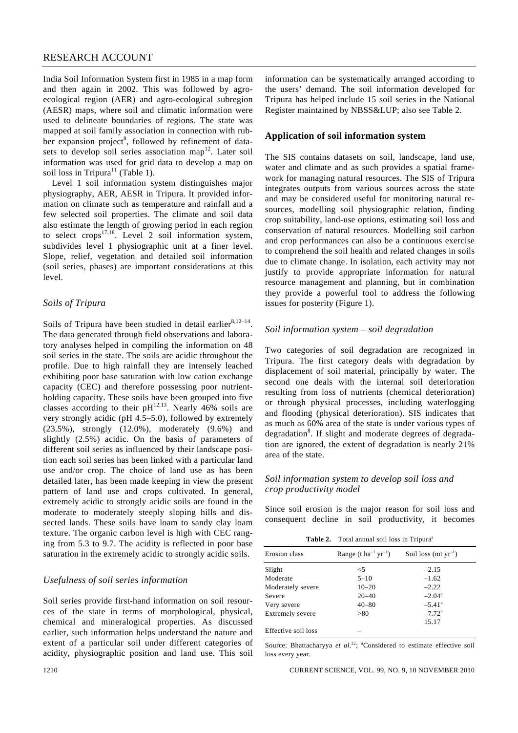India Soil Information System first in 1985 in a map form and then again in 2002. This was followed by agro-ecological region (AER) and agro-ecological subregion (AESR) maps, where soil and climatic information were used to delineate boundaries of regions. The state was mapped at soil family association in connection with rubber expansion project[8], followed by refinement of datasets to develop soil series association map[12]. Later soil information was used for grid data to develop a map on soil loss in Tripura[11] (Table 1).

Level 1 soil information system distinguishes major physiography, AER, AESR in Tripura. It provided information on climate such as temperature and rainfall and a few selected soil properties. The climate and soil data also estimate the length of growing period in each region to select crops[17,18]. Level 2 soil information system, subdivides level 1 physiographic unit at a finer level. Slope, relief, vegetation and detailed soil information (soil series, phases) are important considerations at this level.

### *Soils of Tripura*

Soils of Tripura have been studied in detail earlier[8,12–14]. The data generated through field observations and laboratory analyses helped in compiling the information on 48 soil series in the state. The soils are acidic throughout the profile. Due to high rainfall they are intensely leached exhibiting poor base saturation with low cation exchange capacity (CEC) and therefore possessing poor nutrient-holding capacity. These soils have been grouped into five classes according to their pH[12,13]. Nearly 46% soils are very strongly acidic (pH 4.5–5.0), followed by extremely (23.5%), strongly (12.0%), moderately (9.6%) and slightly (2.5%) acidic. On the basis of parameters of different soil series as influenced by their landscape position each soil series has been linked with a particular land use and/or crop. The choice of land use as has been detailed later, has been made keeping in view the present pattern of land use and crops cultivated. In general, extremely acidic to strongly acidic soils are found in the moderate to moderately steeply sloping hills and dissected lands. These soils have loam to sandy clay loam texture. The organic carbon level is high with CEC ranging from 5.3 to 9.7. The acidity is reflected in poor base saturation in the extremely acidic to strongly acidic soils.

### *Usefulness of soil series information*

Soil series provide first-hand information on soil resources of the state in terms of morphological, physical, chemical and mineralogical properties. As discussed earlier, such information helps understand the nature and extent of a particular soil under different categories of acidity, physiographic position and land use. This soil information can be systematically arranged according to the users' demand. The soil information developed for Tripura has helped include 15 soil series in the National Register maintained by NBSS&LUP; also see Table 2.

## Application of soil information system

The SIS contains datasets on soil, landscape, land use, water and climate and as such provides a spatial framework for managing natural resources. The SIS of Tripura integrates outputs from various sources across the state and may be considered useful for monitoring natural resources, modelling soil physiographic relation, finding crop suitability, land-use options, estimating soil loss and conservation of natural resources. Modelling soil carbon and crop performances can also be a continuous exercise to comprehend the soil health and related changes in soils due to climate change. In isolation, each activity may not justify to provide appropriate information for natural resource management and planning, but in combination they provide a powerful tool to address the following issues for posterity (Figure 1).

### *Soil information system – soil degradation*

Two categories of soil degradation are recognized in Tripura. The first category deals with degradation by displacement of soil material, principally by water. The second one deals with the internal soil deterioration resulting from loss of nutrients (chemical deterioration) or through physical processes, including waterlogging and flooding (physical deterioration). SIS indicates that as much as 60% area of the state is under various types of degradation[8]. If slight and moderate degrees of degradation are ignored, the extent of degradation is nearly 21% area of the state.

### *Soil information system to develop soil loss and crop productivity model*

Since soil erosion is the major reason for soil loss and consequent decline in soil productivity, it becomes

**Table 2.** Total annual soil loss in Tripura[a]

| Erosion class | Range (t $ha^{-1}$ $yr^{-1}$) | Soil loss (mt $yr^{-1}$) |
|---|---|---|
| Slight | <5 | –2.15 |
| Moderate | 5–10 | –1.62 |
| Moderately severe | 10–20 | –2.22 |
| Severe | 20–40 | –2.04[a] |
| Very severe | 40–80 | –5.41[a] |
| Extremely severe | >80 | –7.72[a] |
| | | 15.17 |
| Effective soil loss | – | |

Source: Bhattacharyya *et al.*[22]; [a]Considered to estimate effective soil loss every year.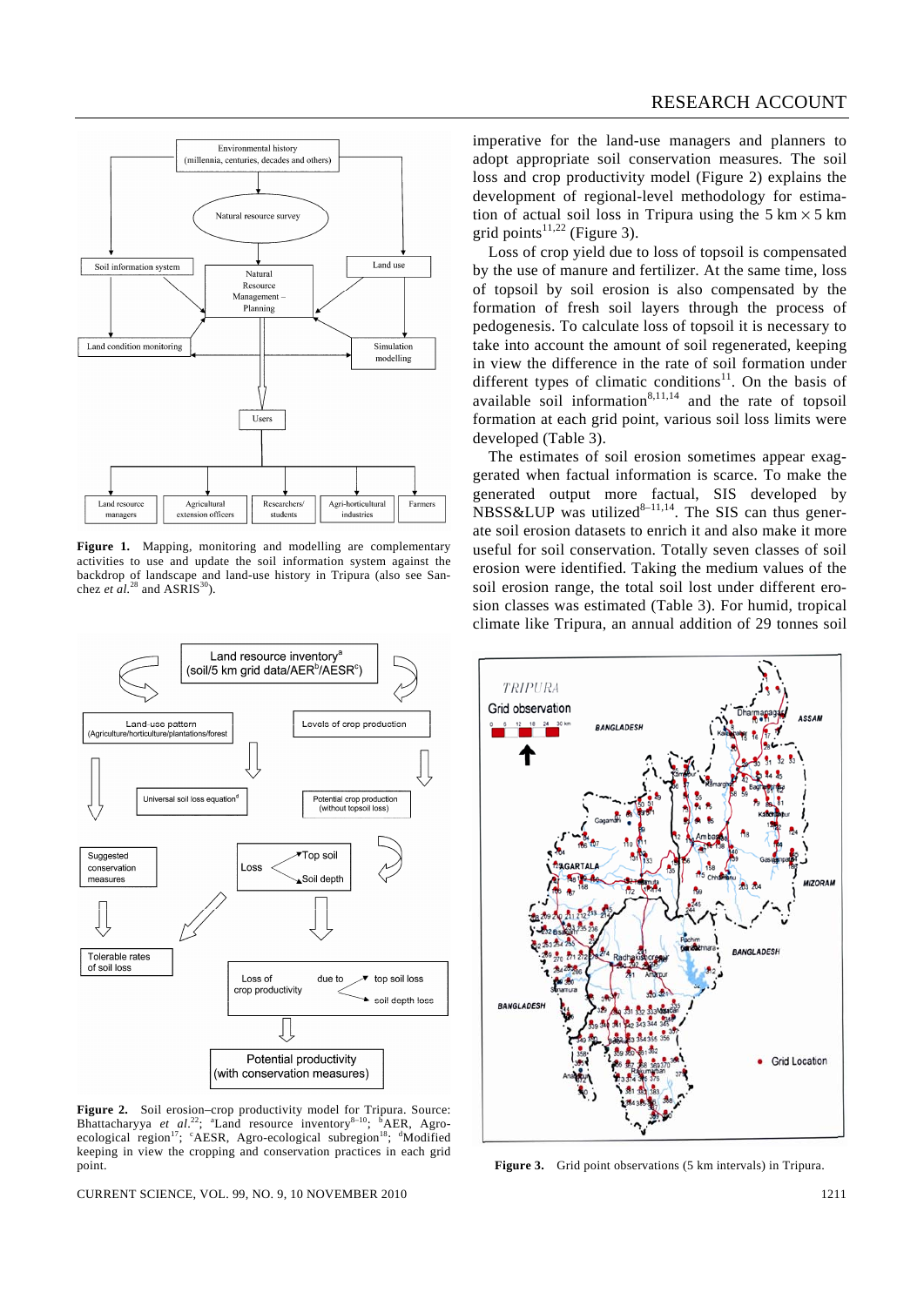Figure 1. Mapping, monitoring and modelling are complementary activities to use and update the soil information system against the backdrop of landscape and land-use history in Tripura (also see Sanchez *et al.*[28] and ASRIS[30]).

Figure 2. Soil erosion–crop productivity model for Tripura. Source: Bhattacharyya *et al.*[22]; [a]Land resource inventory[8–10]; [b]AER, Agro-ecological region[17]; [c]AESR, Agro-ecological subregion[18]; [d]Modified keeping in view the cropping and conservation practices in each grid point.

imperative for the land-use managers and planners to adopt appropriate soil conservation measures. The soil loss and crop productivity model (Figure 2) explains the development of regional-level methodology for estimation of actual soil loss in Tripura using the 5 km × 5 km grid points[11,22] (Figure 3).

Loss of crop yield due to loss of topsoil is compensated by the use of manure and fertilizer. At the same time, loss of topsoil by soil erosion is also compensated by the formation of fresh soil layers through the process of pedogenesis. To calculate loss of topsoil it is necessary to take into account the amount of soil regenerated, keeping in view the difference in the rate of soil formation under different types of climatic conditions[11]. On the basis of available soil information[8,11,14] and the rate of topsoil formation at each grid point, various soil loss limits were developed (Table 3).

The estimates of soil erosion sometimes appear exaggerated when factual information is scarce. To make the generated output more factual, SIS developed by NBSS&LUP was utilized[8–11,14]. The SIS can thus generate soil erosion datasets to enrich it and also make it more useful for soil conservation. Totally seven classes of soil erosion were identified. Taking the medium values of the soil erosion range, the total soil lost under different erosion classes was estimated (Table 3). For humid, tropical climate like Tripura, an annual addition of 29 tonnes soil

Figure 3. Grid point observations (5 km intervals) in Tripura.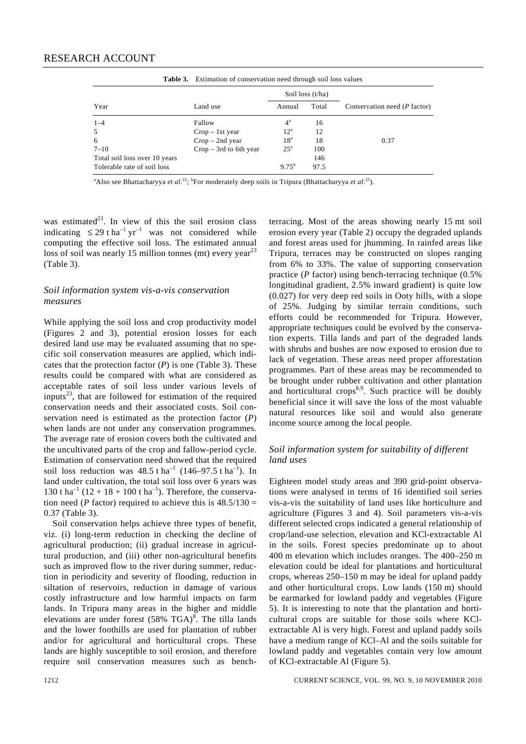**Table 3.** Estimation of conservation need through soil loss values

| Year | Land use | Soil loss (t/ha) | | Conservation need (*P* factor) |
|---|---|---|---|---|
| | | Annual | Total | |
| 1–4 | Fallow | 4[a] | 16 | |
| 5 | Crop – 1st year | 12[a] | 12 | |
| 6 | Crop – 2nd year | 18[a] | 18 | 0.37 |
| 7–10 | Crop – 3rd to 6th year | 25[a] | 100 | |
| Total soil loss over 10 years | | | 146 | |
| Tolerable rate of soil loss | | 9.75[b] | 97.5 | |

[a]Also see Bhattacharyya *et al.*[22]; [b]For moderately deep soils in Tripura (Bhattacharyya *et al.*[25]).

was estimated[23]. In view of this the soil erosion class indicating $\leq 29$ t ha$^{-1}$ yr$^{-1}$ was not considered while computing the effective soil loss. The estimated annual loss of soil was nearly 15 million tonnes (mt) every year[23] (Table 3).

### *Soil information system vis-a-vis conservation measures*

While applying the soil loss and crop productivity model (Figures 2 and 3), potential erosion losses for each desired land use may be evaluated assuming that no specific soil conservation measures are applied, which indicates that the protection factor ($P$) is one (Table 3). These results could be compared with what are considered as acceptable rates of soil loss under various levels of inputs[23], that are followed for estimation of the required conservation needs and their associated costs. Soil conservation need is estimated as the protection factor ($P$) when lands are not under any conservation programmes. The average rate of erosion covers both the cultivated and the uncultivated parts of the crop and fallow-period cycle. Estimation of conservation need showed that the required soil loss reduction was 48.5 t ha$^{-1}$ (146–97.5 t ha$^{-1}$). In land under cultivation, the total soil loss over 6 years was 130 t ha$^{-1}$ (12 + 18 + 100 t ha$^{-1}$). Therefore, the conservation need ($P$ factor) required to achieve this is $48.5/130 = 0.37$ (Table 3).

Soil conservation helps achieve three types of benefit, viz. (i) long-term reduction in checking the decline of agricultural production; (ii) gradual increase in agricultural production, and (iii) other non-agricultural benefits such as improved flow to the river during summer, reduction in periodicity and severity of flooding, reduction in siltation of reservoirs, reduction in damage of various costly infrastructure and low harmful impacts on farm lands. In Tripura many areas in the higher and middle elevations are under forest (58% TGA)[8]. The tilla lands and the lower foothills are used for plantation of rubber and/or for agricultural and horticultural crops. These lands are highly susceptible to soil erosion, and therefore require soil conservation measures such as bench-terracing. Most of the areas showing nearly 15 mt soil erosion every year (Table 2) occupy the degraded uplands and forest areas used for jhumming. In rainfed areas like Tripura, terraces may be constructed on slopes ranging from 6% to 33%. The value of supporting conservation practice ($P$ factor) using bench-terracing technique (0.5% longitudinal gradient, 2.5% inward gradient) is quite low (0.027) for very deep red soils in Ooty hills, with a slope of 25%. Judging by similar terrain conditions, such efforts could be recommended for Tripura. However, appropriate techniques could be evolved by the conservation experts. Tilla lands and part of the degraded lands with shrubs and bushes are now exposed to erosion due to lack of vegetation. These areas need proper afforestation programmes. Part of these areas may be recommended to be brought under rubber cultivation and other plantation and horticultural crops[8,9]. Such practice will be doubly beneficial since it will save the loss of the most valuable natural resources like soil and would also generate income source among the local people.

### *Soil information system for suitability of different land uses*

Eighteen model study areas and 390 grid-point observations were analysed in terms of 16 identified soil series vis-a-vis the suitability of land uses like horticulture and agriculture (Figures 3 and 4). Soil parameters vis-a-vis different selected crops indicated a general relationship of crop/land-use selection, elevation and KCl-extractable Al in the soils. Forest species predominate up to about 400 m elevation which includes oranges. The 400–250 m elevation could be ideal for plantations and horticultural crops, whereas 250–150 m may be ideal for upland paddy and other horticultural crops. Low lands (150 m) should be earmarked for lowland paddy and vegetables (Figure 5). It is interesting to note that the plantation and horticultural crops are suitable for those soils where KCl-extractable Al is very high. Forest and upland paddy soils have a medium range of KCl–Al and the soils suitable for lowland paddy and vegetables contain very low amount of KCl-extractable Al (Figure 5).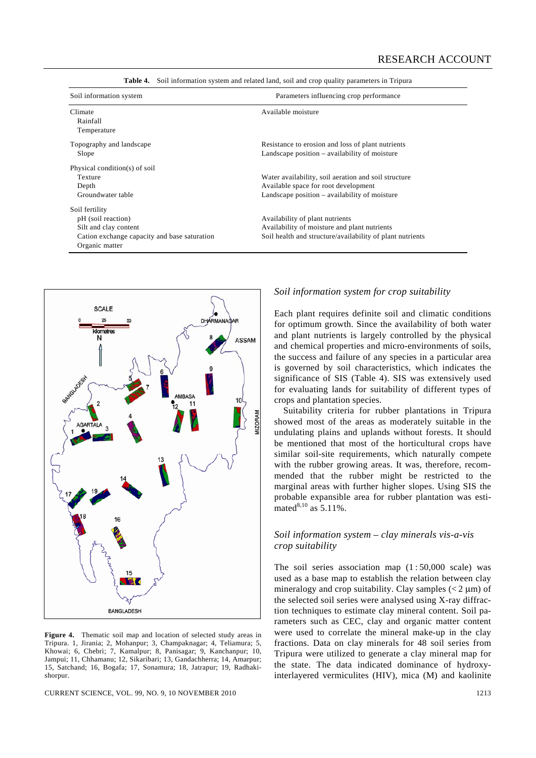**Table 4.** Soil information system and related land, soil and crop quality parameters in Tripura

| Soil information system | Parameters influencing crop performance |
|---|---|
| Climate | Available moisture |
| Rainfall | |
| Temperature | |
| Topography and landscape | Resistance to erosion and loss of plant nutrients |
| Slope | Landscape position – availability of moisture |
| Physical condition(s) of soil | |
| Texture | Water availability, soil aeration and soil structure |
| Depth | Available space for root development |
| Groundwater table | Landscape position – availability of moisture |
| Soil fertility | |
| pH (soil reaction) | Availability of plant nutrients |
| Silt and clay content | Availability of moisture and plant nutrients |
| Cation exchange capacity and base saturation | Soil health and structure/availability of plant nutrients |
| Organic matter | |

**Figure 4.** Thematic soil map and location of selected study areas in Tripura. 1, Jirania; 2, Mohanpur; 3, Champaknagar; 4, Teliamura; 5, Khowai; 6, Chebri; 7, Kamalpur; 8, Panisagar; 9, Kanchanpur; 10, Jampui; 11, Chhamanu; 12, Sikaribari; 13, Gandachherra; 14, Amarpur; 15, Satchand; 16, Bogafa; 17, Sonamura; 18, Jatrapur; 19, Radhakishorpur.

### *Soil information system for crop suitability*

Each plant requires definite soil and climatic conditions for optimum growth. Since the availability of both water and plant nutrients is largely controlled by the physical and chemical properties and micro-environments of soils, the success and failure of any species in a particular area is governed by soil characteristics, which indicates the significance of SIS (Table 4). SIS was extensively used for evaluating lands for suitability of different types of crops and plantation species.

Suitability criteria for rubber plantations in Tripura showed most of the areas as moderately suitable in the undulating plains and uplands without forests. It should be mentioned that most of the horticultural crops have similar soil-site requirements, which naturally compete with the rubber growing areas. It was, therefore, recommended that the rubber might be restricted to the marginal areas with further higher slopes. Using SIS the probable expansible area for rubber plantation was estimated[8,10] as 5.11%.

### *Soil information system – clay minerals vis-a-vis crop suitability*

The soil series association map (1 : 50,000 scale) was used as a base map to establish the relation between clay mineralogy and crop suitability. Clay samples (< 2 μm) of the selected soil series were analysed using X-ray diffraction techniques to estimate clay mineral content. Soil parameters such as CEC, clay and organic matter content were used to correlate the mineral make-up in the clay fractions. Data on clay minerals for 48 soil series from Tripura were utilized to generate a clay mineral map for the state. The data indicated dominance of hydroxy-interlayered vermiculites (HIV), mica (M) and kaolinite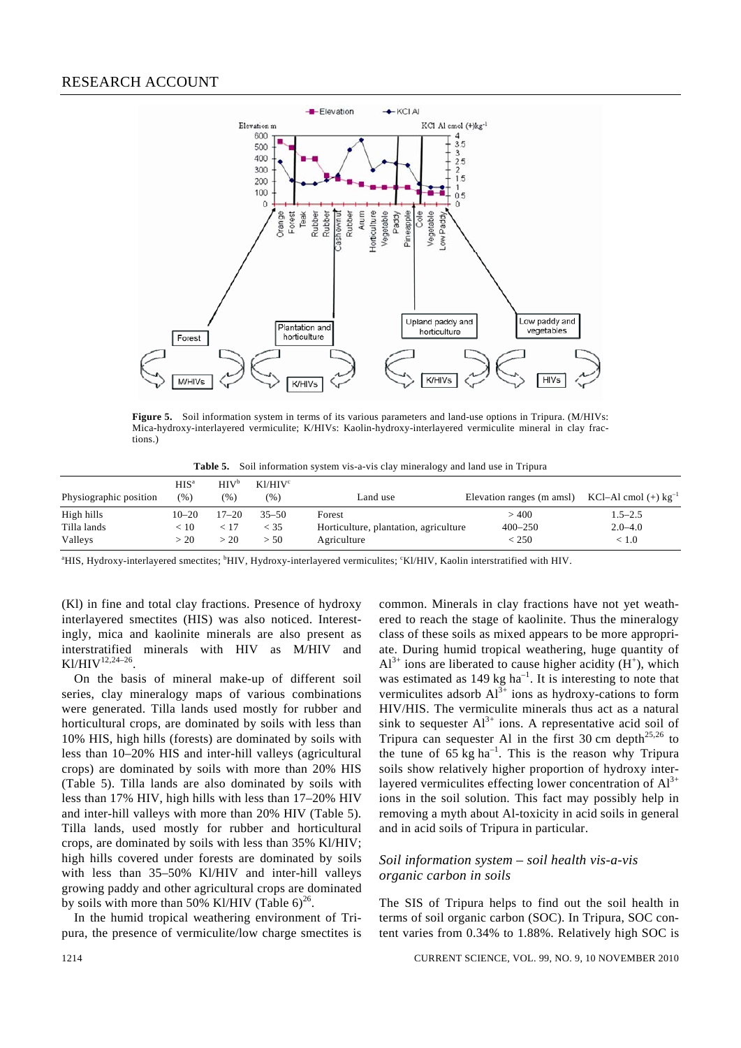Figure 5. Soil information system in terms of its various parameters and land-use options in Tripura. (M/HIVs: Mica-hydroxy-interlayered vermiculite; K/HIVs: Kaolin-hydroxy-interlayered vermiculite mineral in clay fractions.)

Table 5. Soil information system vis-a-vis clay mineralogy and land use in Tripura

| Physiographic position | HIS[a] (%) | HIV[b] (%) | Kl/HIV[c] (%) | Land use | Elevation ranges (m amsl) | KCl–Al cmol (+) $kg^{-1}$ |
|---|---|---|---|---|---|---|
| High hills | 10–20 | 17–20 | 35–50 | Forest | > 400 | 1.5–2.5 |
| Tilla lands | < 10 | < 17 | < 35 | Horticulture, plantation, agriculture | 400–250 | 2.0–4.0 |
| Valleys | > 20 | > 20 | > 50 | Agriculture | < 250 | < 1.0 |

[a]HIS, Hydroxy-interlayered smectites; [b]HIV, Hydroxy-interlayered vermiculites; [c]Kl/HIV, Kaolin interstratified with HIV.

(Kl) in fine and total clay fractions. Presence of hydroxy interlayered smectites (HIS) was also noticed. Interestingly, mica and kaolinite minerals are also present as interstratified minerals with HIV as M/HIV and Kl/HIV[12,24–26].

On the basis of mineral make-up of different soil series, clay mineralogy maps of various combinations were generated. Tilla lands used mostly for rubber and horticultural crops, are dominated by soils with less than 10% HIS, high hills (forests) are dominated by soils with less than 10–20% HIS and inter-hill valleys (agricultural crops) are dominated by soils with more than 20% HIS (Table 5). Tilla lands are also dominated by soils with less than 17% HIV, high hills with less than 17–20% HIV and inter-hill valleys with more than 20% HIV (Table 5). Tilla lands, used mostly for rubber and horticultural crops, are dominated by soils with less than 35% Kl/HIV; high hills covered under forests are dominated by soils with less than 35–50% Kl/HIV and inter-hill valleys growing paddy and other agricultural crops are dominated by soils with more than 50% Kl/HIV (Table 6)[26].

In the humid tropical weathering environment of Tripura, the presence of vermiculite/low charge smectites is common. Minerals in clay fractions have not yet weathered to reach the stage of kaolinite. Thus the mineralogy class of these soils as mixed appears to be more appropriate. During humid tropical weathering, huge quantity of $Al^{3+}$ ions are liberated to cause higher acidity ($H^+$), which was estimated as 149 kg $ha^{-1}$. It is interesting to note that vermiculites adsorb $Al^{3+}$ ions as hydroxy-cations to form HIV/HIS. The vermiculite minerals thus act as a natural sink to sequester $Al^{3+}$ ions. A representative acid soil of Tripura can sequester Al in the first 30 cm depth[25,26] to the tune of 65 kg $ha^{-1}$. This is the reason why Tripura soils show relatively higher proportion of hydroxy interlayered vermiculites effecting lower concentration of $Al^{3+}$ ions in the soil solution. This fact may possibly help in removing a myth about Al-toxicity in acid soils in general and in acid soils of Tripura in particular.

### *Soil information system – soil health vis-a-vis organic carbon in soils*

The SIS of Tripura helps to find out the soil health in terms of soil organic carbon (SOC). In Tripura, SOC content varies from 0.34% to 1.88%. Relatively high SOC is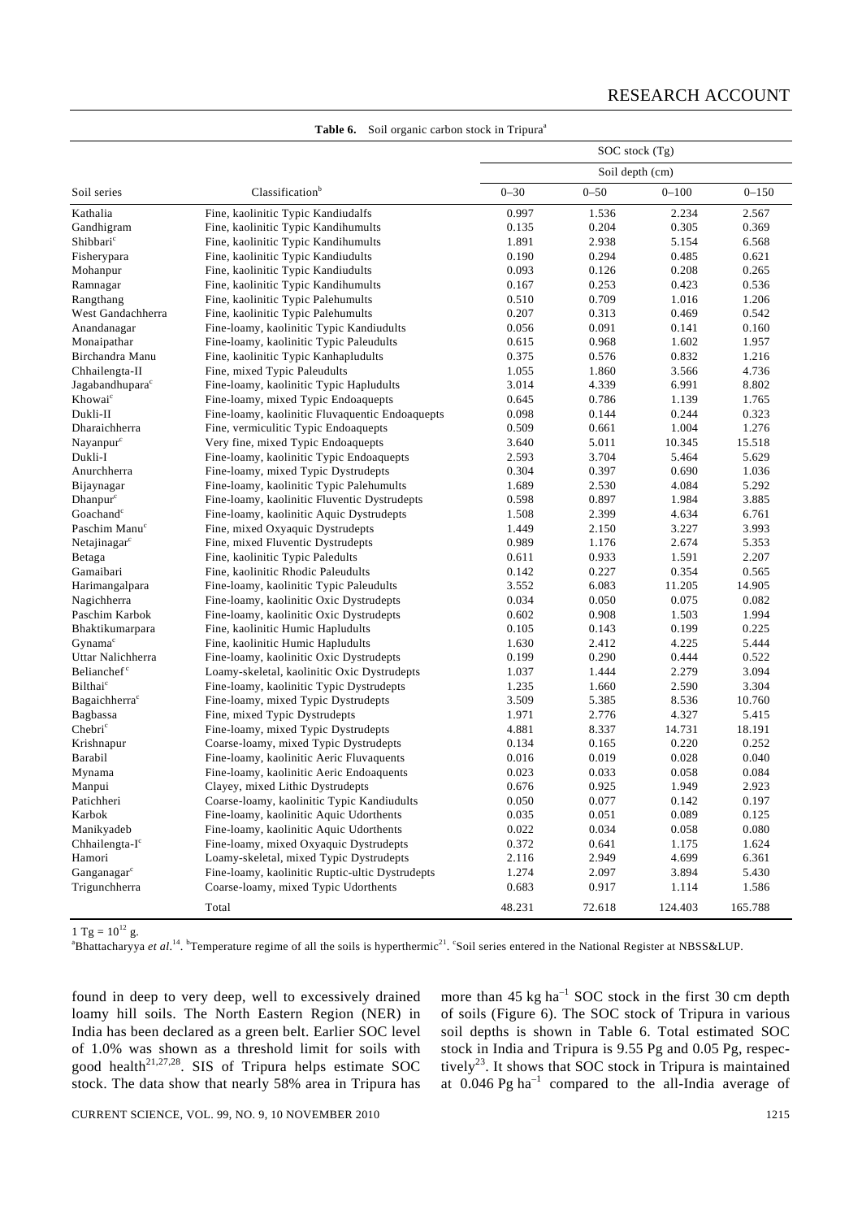**Table 6.** Soil organic carbon stock in Tripura[a]

| Soil series | Classification[b] | SOC stock (Tg) | | | |
|---|---|---|---|---|---|
| | | Soil depth (cm) | | | |
| | | 0–30 | 0–50 | 0–100 | 0–150 |
| Kathalia | Fine, kaolinitic Typic Kandiudalfs | 0.997 | 1.536 | 2.234 | 2.567 |
| Gandhigram | Fine, kaolinitic Typic Kandihumults | 0.135 | 0.204 | 0.305 | 0.369 |
| Shibbari[c] | Fine, kaolinitic Typic Kandihumults | 1.891 | 2.938 | 5.154 | 6.568 |
| Fisherypara | Fine, kaolinitic Typic Kandiudults | 0.190 | 0.294 | 0.485 | 0.621 |
| Mohanpur | Fine, kaolinitic Typic Kandiudults | 0.093 | 0.126 | 0.208 | 0.265 |
| Ramnagar | Fine, kaolinitic Typic Kandihumults | 0.167 | 0.253 | 0.423 | 0.536 |
| Rangthang | Fine, kaolinitic Typic Palehumults | 0.510 | 0.709 | 1.016 | 1.206 |
| West Gandachherra | Fine, kaolinitic Typic Palehumults | 0.207 | 0.313 | 0.469 | 0.542 |
| Anandanagar | Fine-loamy, kaolinitic Typic Kandiudults | 0.056 | 0.091 | 0.141 | 0.160 |
| Monaipathar | Fine-loamy, kaolinitic Typic Paleudults | 0.615 | 0.968 | 1.602 | 1.957 |
| Birchandra Manu | Fine, kaolinitic Typic Kanhapludults | 0.375 | 0.576 | 0.832 | 1.216 |
| Chhailengta-II | Fine, mixed Typic Paleudults | 1.055 | 1.860 | 3.566 | 4.736 |
| Jagabandhupara[c] | Fine-loamy, kaolinitic Typic Hapludults | 3.014 | 4.339 | 6.991 | 8.802 |
| Khowai[c] | Fine-loamy, mixed Typic Endoaquepts | 0.645 | 0.786 | 1.139 | 1.765 |
| Dukli-II | Fine-loamy, kaolinitic Fluvaquentic Endoaquepts | 0.098 | 0.144 | 0.244 | 0.323 |
| Dharaichherra | Fine, vermiculitic Typic Endoaquepts | 0.509 | 0.661 | 1.004 | 1.276 |
| Nayanpur[c] | Very fine, mixed Typic Endoaquepts | 3.640 | 5.011 | 10.345 | 15.518 |
| Dukli-I | Fine-loamy, kaolinitic Typic Endoaquepts | 2.593 | 3.704 | 5.464 | 5.629 |
| Anurchherra | Fine-loamy, mixed Typic Dystrudepts | 0.304 | 0.397 | 0.690 | 1.036 |
| Bijaynagar | Fine-loamy, kaolinitic Typic Palehumults | 1.689 | 2.530 | 4.084 | 5.292 |
| Dhanpur[c] | Fine-loamy, kaolinitic Fluventic Dystrudepts | 0.598 | 0.897 | 1.984 | 3.885 |
| Goachand[c] | Fine-loamy, kaolinitic Aquic Dystrudepts | 1.508 | 2.399 | 4.634 | 6.761 |
| Paschim Manu[c] | Fine, mixed Oxyaquic Dystrudepts | 1.449 | 2.150 | 3.227 | 3.993 |
| Netajinagar[c] | Fine, mixed Fluventic Dystrudepts | 0.989 | 1.176 | 2.674 | 5.353 |
| Betaga | Fine, kaolinitic Typic Paledults | 0.611 | 0.933 | 1.591 | 2.207 |
| Gamaibari | Fine, kaolinitic Rhodic Paleudults | 0.142 | 0.227 | 0.354 | 0.565 |
| Harimangalpara | Fine-loamy, kaolinitic Typic Paleudults | 3.552 | 6.083 | 11.205 | 14.905 |
| Nagichherra | Fine-loamy, kaolinitic Oxic Dystrudepts | 0.034 | 0.050 | 0.075 | 0.082 |
| Paschim Karbok | Fine-loamy, kaolinitic Oxic Dystrudepts | 0.602 | 0.908 | 1.503 | 1.994 |
| Bhaktikumarpara | Fine, kaolinitic Humic Hapludults | 0.105 | 0.143 | 0.199 | 0.225 |
| Gynama[c] | Fine, kaolinitic Humic Hapludults | 1.630 | 2.412 | 4.225 | 5.444 |
| Uttar Nalichherra | Fine-loamy, kaolinitic Oxic Dystrudepts | 0.199 | 0.290 | 0.444 | 0.522 |
| Belianchef[c] | Loamy-skeletal, kaolinitic Oxic Dystrudepts | 1.037 | 1.444 | 2.279 | 3.094 |
| Bilthai[c] | Fine-loamy, kaolinitic Typic Dystrudepts | 1.235 | 1.660 | 2.590 | 3.304 |
| Bagaichherra[c] | Fine-loamy, mixed Typic Dystrudepts | 3.509 | 5.385 | 8.536 | 10.760 |
| Bagbassa | Fine, mixed Typic Dystrudepts | 1.971 | 2.776 | 4.327 | 5.415 |
| Chebri[c] | Fine-loamy, mixed Typic Dystrudepts | 4.881 | 8.337 | 14.731 | 18.191 |
| Krishnapur | Coarse-loamy, mixed Typic Dystrudepts | 0.134 | 0.165 | 0.220 | 0.252 |
| Barabil | Fine-loamy, kaolinitic Aeric Fluvaquents | 0.016 | 0.019 | 0.028 | 0.040 |
| Mynama | Fine-loamy, kaolinitic Aeric Endoaquents | 0.023 | 0.033 | 0.058 | 0.084 |
| Manpui | Clayey, mixed Lithic Dystrudepts | 0.676 | 0.925 | 1.949 | 2.923 |
| Patichheri | Coarse-loamy, kaolinitic Typic Kandiudults | 0.050 | 0.077 | 0.142 | 0.197 |
| Karbok | Fine-loamy, kaolinitic Aquic Udorthents | 0.035 | 0.051 | 0.089 | 0.125 |
| Manikyadeb | Fine-loamy, kaolinitic Aquic Udorthents | 0.022 | 0.034 | 0.058 | 0.080 |
| Chhailengta-I[c] | Fine-loamy, mixed Oxyaquic Dystrudepts | 0.372 | 0.641 | 1.175 | 1.624 |
| Hamori | Loamy-skeletal, mixed Typic Dystrudepts | 2.116 | 2.949 | 4.699 | 6.361 |
| Ganganagar[c] | Fine-loamy, kaolinitic Ruptic-ultic Dystrudepts | 1.274 | 2.097 | 3.894 | 5.430 |
| Trigunchherra | Coarse-loamy, mixed Typic Udorthents | 0.683 | 0.917 | 1.114 | 1.586 |
| | Total | 48.231 | 72.618 | 124.403 | 165.788 |

1 Tg = $10^{12}$ g.

[a]Bhattacharyya *et al.*[14]. [b]Temperature regime of all the soils is hyperthermic[21]. [c]Soil series entered in the National Register at NBSS&LUP.

found in deep to very deep, well to excessively drained loamy hill soils. The North Eastern Region (NER) in India has been declared as a green belt. Earlier SOC level of 1.0% was shown as a threshold limit for soils with good health[21,27,28]. SIS of Tripura helps estimate SOC stock. The data show that nearly 58% area in Tripura has more than 45 kg ha$^{-1}$ SOC stock in the first 30 cm depth of soils (Figure 6). The SOC stock of Tripura in various soil depths is shown in Table 6. Total estimated SOC stock in India and Tripura is 9.55 Pg and 0.05 Pg, respectively[23]. It shows that SOC stock in Tripura is maintained at 0.046 Pg ha$^{-1}$ compared to the all-India average of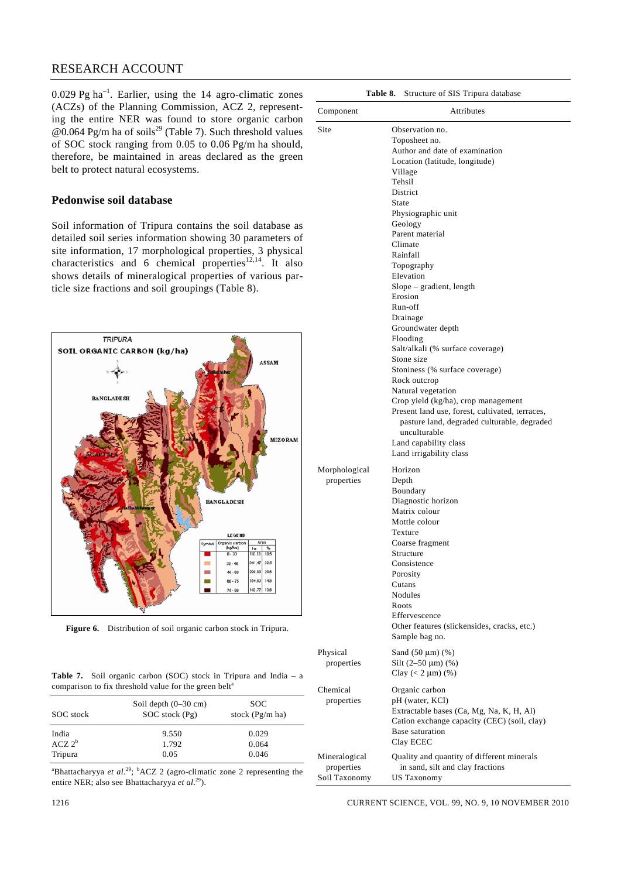0.029 Pg ha$^{-1}$. Earlier, using the 14 agro-climatic zones (ACZs) of the Planning Commission, ACZ 2, representing the entire NER was found to store organic carbon @0.064 Pg/m ha of soils[29] (Table 7). Such threshold values of SOC stock ranging from 0.05 to 0.06 Pg/m ha should, therefore, be maintained in areas declared as the green belt to protect natural ecosystems.

## Pedonwise soil database

Soil information of Tripura contains the soil database as detailed soil series information showing 30 parameters of site information, 17 morphological properties, 3 physical characteristics and 6 chemical properties[12,14]. It also shows details of mineralogical properties of various particle size fractions and soil groupings (Table 8).

**Figure 6.** Distribution of soil organic carbon stock in Tripura.

**Table 7.** Soil organic carbon (SOC) stock in Tripura and India – a comparison to fix threshold value for the green belt[a]

| SOC stock | Soil depth (0–30 cm) SOC stock (Pg) | SOC stock (Pg/m ha) |
|---|---|---|
| India | 9.550 | 0.029 |
| ACZ 2[b] | 1.792 | 0.064 |
| Tripura | 0.05 | 0.046 |

[a]Bhattacharyya *et al.*[29]; [b]ACZ 2 (agro-climatic zone 2 representing the entire NER; also see Bhattacharyya *et al.*[29]).

**Table 8.** Structure of SIS Tripura database

| Component | Attributes |
|---|---|
| Site | Observation no. |
| | Toposheet no. |
| | Author and date of examination |
| | Location (latitude, longitude) |
| | Village |
| | Tehsil |
| | District |
| | State |
| | Physiographic unit |
| | Geology |
| | Parent material |
| | Climate |
| | Rainfall |
| | Topography |
| | Elevation |
| | Slope – gradient, length |
| | Erosion |
| | Run-off |
| | Drainage |
| | Groundwater depth |
| | Flooding |
| | Salt/alkali (% surface coverage) |
| | Stone size |
| | Stoniness (% surface coverage) |
| | Rock outcrop |
| | Natural vegetation |
| | Crop yield (kg/ha), crop management |
| | Present land use, forest, cultivated, terraces, pasture land, degraded culturable, degraded unculturable |
| | Land capability class |
| | Land irrigability class |
| Morphological properties | Horizon |
| | Depth |
| | Boundary |
| | Diagnostic horizon |
| | Matrix colour |
| | Mottle colour |
| | Texture |
| | Coarse fragment |
| | Structure |
| | Consistence |
| | Porosity |
| | Cutans |
| | Nodules |
| | Roots |
| | Effervescence |
| | Other features (slickensides, cracks, etc.) |
| | Sample bag no. |
| Physical properties | Sand (50 µm) (%) |
| | Silt (2–50 µm) (%) |
| | Clay (< 2 µm) (%) |
| Chemical properties | Organic carbon |
| | pH (water, KCl) |
| | Extractable bases (Ca, Mg, Na, K, H, Al) |
| | Cation exchange capacity (CEC) (soil, clay) |
| | Base saturation |
| | Clay ECEC |
| Mineralogical properties | Quality and quantity of different minerals in sand, silt and clay fractions |
| Soil Taxonomy | US Taxonomy |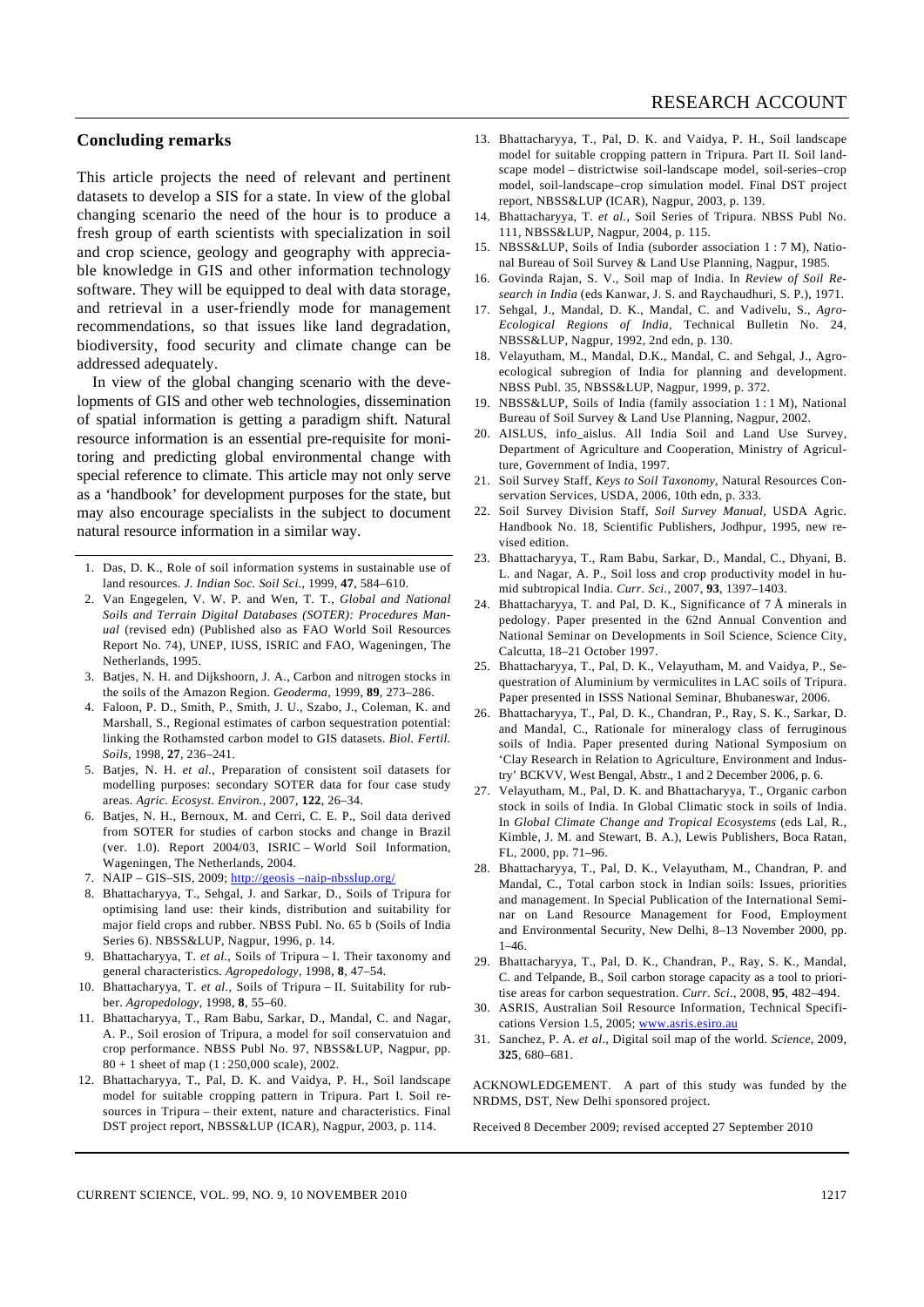## Concluding remarks

This article projects the need of relevant and pertinent datasets to develop a SIS for a state. In view of the global changing scenario the need of the hour is to produce a fresh group of earth scientists with specialization in soil and crop science, geology and geography with appreciable knowledge in GIS and other information technology software. They will be equipped to deal with data storage, and retrieval in a user-friendly mode for management recommendations, so that issues like land degradation, biodiversity, food security and climate change can be addressed adequately.

In view of the global changing scenario with the developments of GIS and other web technologies, dissemination of spatial information is getting a paradigm shift. Natural resource information is an essential pre-requisite for monitoring and predicting global environmental change with special reference to climate. This article may not only serve as a 'handbook' for development purposes for the state, but may also encourage specialists in the subject to document natural resource information in a similar way.

1. Das, D. K., Role of soil information systems in sustainable use of land resources. *J. Indian Soc. Soil Sci.*, 1999, **47**, 584–610.
2. Van Engegelen, V. W. P. and Wen, T. T., *Global and National Soils and Terrain Digital Databases (SOTER): Procedures Manual* (revised edn) (Published also as FAO World Soil Resources Report No. 74), UNEP, IUSS, ISRIC and FAO, Wageningen, The Netherlands, 1995.
3. Batjes, N. H. and Dijkshoorn, J. A., Carbon and nitrogen stocks in the soils of the Amazon Region. *Geoderma*, 1999, **89**, 273–286.
4. Faloon, P. D., Smith, P., Smith, J. U., Szabo, J., Coleman, K. and Marshall, S., Regional estimates of carbon sequestration potential: linking the Rothamsted carbon model to GIS datasets. *Biol. Fertil. Soils*, 1998, **27**, 236–241.
5. Batjes, N. H. *et al.*, Preparation of consistent soil datasets for modelling purposes: secondary SOTER data for four case study areas. *Agric. Ecosyst. Environ.*, 2007, **122**, 26–34.
6. Batjes, N. H., Bernoux, M. and Cerri, C. E. P., Soil data derived from SOTER for studies of carbon stocks and change in Brazil (ver. 1.0). Report 2004/03, ISRIC – World Soil Information, Wageningen, The Netherlands, 2004.
7. NAIP – GIS–SIS, 2009; http://geosis –naip-nbsslup.org/
8. Bhattacharyya, T., Sehgal, J. and Sarkar, D., Soils of Tripura for optimising land use: their kinds, distribution and suitability for major field crops and rubber. NBSS Publ. No. 65 b (Soils of India Series 6). NBSS&LUP, Nagpur, 1996, p. 14.
9. Bhattacharyya, T. *et al.*, Soils of Tripura – I. Their taxonomy and general characteristics. *Agropedology*, 1998, **8**, 47–54.
10. Bhattacharyya, T. *et al.*, Soils of Tripura – II. Suitability for rubber. *Agropedology*, 1998, **8**, 55–60.
11. Bhattacharyya, T., Ram Babu, Sarkar, D., Mandal, C. and Nagar, A. P., Soil erosion of Tripura, a model for soil conservatuion and crop performance. NBSS Publ No. 97, NBSS&LUP, Nagpur, pp. 80 + 1 sheet of map (1 : 250,000 scale), 2002.
12. Bhattacharyya, T., Pal, D. K. and Vaidya, P. H., Soil landscape model for suitable cropping pattern in Tripura. Part I. Soil resources in Tripura – their extent, nature and characteristics. Final DST project report, NBSS&LUP (ICAR), Nagpur, 2003, p. 114.
13. Bhattacharyya, T., Pal, D. K. and Vaidya, P. H., Soil landscape model for suitable cropping pattern in Tripura. Part II. Soil landscape model – districtwise soil-landscape model, soil-series–crop model, soil-landscape–crop simulation model. Final DST project report, NBSS&LUP (ICAR), Nagpur, 2003, p. 139.
14. Bhattacharyya, T. *et al.*, Soil Series of Tripura. NBSS Publ No. 111, NBSS&LUP, Nagpur, 2004, p. 115.
15. NBSS&LUP, Soils of India (suborder association 1 : 7 M), National Bureau of Soil Survey & Land Use Planning, Nagpur, 1985.
16. Govinda Rajan, S. V., Soil map of India. In *Review of Soil Research in India* (eds Kanwar, J. S. and Raychaudhuri, S. P.), 1971.
17. Sehgal, J., Mandal, D. K., Mandal, C. and Vadivelu, S., *Agro-Ecological Regions of India*, Technical Bulletin No. 24, NBSS&LUP, Nagpur, 1992, 2nd edn, p. 130.
18. Velayutham, M., Mandal, D.K., Mandal, C. and Sehgal, J., Agro-ecological subregion of India for planning and development. NBSS Publ. 35, NBSS&LUP, Nagpur, 1999, p. 372.
19. NBSS&LUP, Soils of India (family association 1 : 1 M), National Bureau of Soil Survey & Land Use Planning, Nagpur, 2002.
20. AISLUS, info_aislus. All India Soil and Land Use Survey, Department of Agriculture and Cooperation, Ministry of Agriculture, Government of India, 1997.
21. Soil Survey Staff, *Keys to Soil Taxonomy*, Natural Resources Conservation Services, USDA, 2006, 10th edn, p. 333.
22. Soil Survey Division Staff, *Soil Survey Manual*, USDA Agric. Handbook No. 18, Scientific Publishers, Jodhpur, 1995, new revised edition.
23. Bhattacharyya, T., Ram Babu, Sarkar, D., Mandal, C., Dhyani, B. L. and Nagar, A. P., Soil loss and crop productivity model in humid subtropical India. *Curr. Sci.*, 2007, **93**, 1397–1403.
24. Bhattacharyya, T. and Pal, D. K., Significance of 7 Å minerals in pedology. Paper presented in the 62nd Annual Convention and National Seminar on Developments in Soil Science, Science City, Calcutta, 18–21 October 1997.
25. Bhattacharyya, T., Pal, D. K., Velayutham, M. and Vaidya, P., Sequestration of Aluminium by vermiculites in LAC soils of Tripura. Paper presented in ISSS National Seminar, Bhubaneswar, 2006.
26. Bhattacharyya, T., Pal, D. K., Chandran, P., Ray, S. K., Sarkar, D. and Mandal, C., Rationale for mineralogy class of ferruginous soils of India. Paper presented during National Symposium on 'Clay Research in Relation to Agriculture, Environment and Industry' BCKVV, West Bengal, Abstr., 1 and 2 December 2006, p. 6.
27. Velayutham, M., Pal, D. K. and Bhattacharyya, T., Organic carbon stock in soils of India. In Global Climatic stock in soils of India. In *Global Climate Change and Tropical Ecosystems* (eds Lal, R., Kimble, J. M. and Stewart, B. A.), Lewis Publishers, Boca Ratan, FL, 2000, pp. 71–96.
28. Bhattacharyya, T., Pal, D. K., Velayutham, M., Chandran, P. and Mandal, C., Total carbon stock in Indian soils: Issues, priorities and management. In Special Publication of the International Seminar on Land Resource Management for Food, Employment and Environmental Security, New Delhi, 8–13 November 2000, pp. 1–46.
29. Bhattacharyya, T., Pal, D. K., Chandran, P., Ray, S. K., Mandal, C. and Telpande, B., Soil carbon storage capacity as a tool to prioritise areas for carbon sequestration. *Curr. Sci.*, 2008, **95**, 482–494.
30. ASRIS, Australian Soil Resource Information, Technical Specifications Version 1.5, 2005; www.asris.esiro.au
31. Sanchez, P. A. *et al.*, Digital soil map of the world. *Science*, 2009, **325**, 680–681.

ACKNOWLEDGEMENT. A part of this study was funded by the NRDMS, DST, New Delhi sponsored project.

Received 8 December 2009; revised accepted 27 September 2010